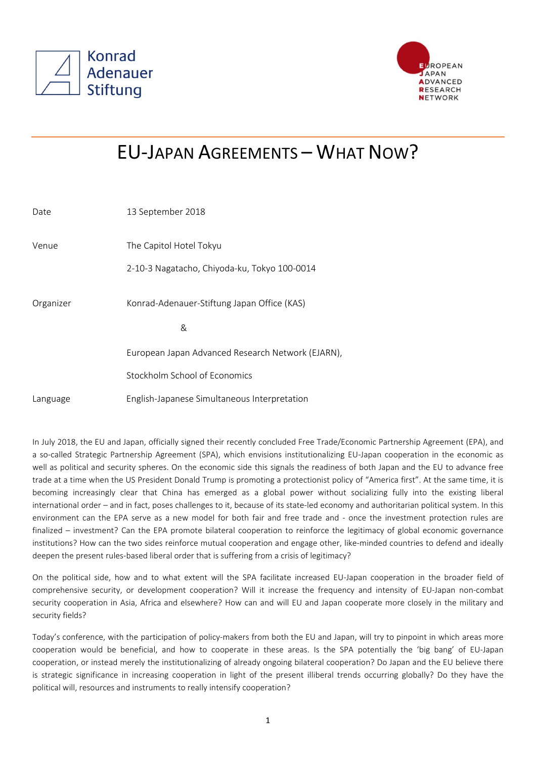Konrad Adenauer Stiftung

EUROPEAN JAPAN ADVANCED RESEARCH NETWORK

# EU-Japan Agreements – What Now?

| | |
|---|---|
| Date | 13 September 2018 |
| Venue | The Capitol Hotel Tokyu<br>2-10-3 Nagatacho, Chiyoda-ku, Tokyo 100-0014 |
| Organizer | Konrad-Adenauer-Stiftung Japan Office (KAS)<br>&<br>European Japan Advanced Research Network (EJARN),<br>Stockholm School of Economics |
| Language | English-Japanese Simultaneous Interpretation |

In July 2018, the EU and Japan, officially signed their recently concluded Free Trade/Economic Partnership Agreement (EPA), and a so-called Strategic Partnership Agreement (SPA), which envisions institutionalizing EU-Japan cooperation in the economic as well as political and security spheres. On the economic side this signals the readiness of both Japan and the EU to advance free trade at a time when the US President Donald Trump is promoting a protectionist policy of "America first". At the same time, it is becoming increasingly clear that China has emerged as a global power without socializing fully into the existing liberal international order – and in fact, poses challenges to it, because of its state-led economy and authoritarian political system. In this environment can the EPA serve as a new model for both fair and free trade and - once the investment protection rules are finalized – investment? Can the EPA promote bilateral cooperation to reinforce the legitimacy of global economic governance institutions? How can the two sides reinforce mutual cooperation and engage other, like-minded countries to defend and ideally deepen the present rules-based liberal order that is suffering from a crisis of legitimacy?

On the political side, how and to what extent will the SPA facilitate increased EU-Japan cooperation in the broader field of comprehensive security, or development cooperation? Will it increase the frequency and intensity of EU-Japan non-combat security cooperation in Asia, Africa and elsewhere? How can and will EU and Japan cooperate more closely in the military and security fields?

Today's conference, with the participation of policy-makers from both the EU and Japan, will try to pinpoint in which areas more cooperation would be beneficial, and how to cooperate in these areas. Is the SPA potentially the 'big bang' of EU-Japan cooperation, or instead merely the institutionalizing of already ongoing bilateral cooperation? Do Japan and the EU believe there is strategic significance in increasing cooperation in light of the present illiberal trends occurring globally? Do they have the political will, resources and instruments to really intensify cooperation?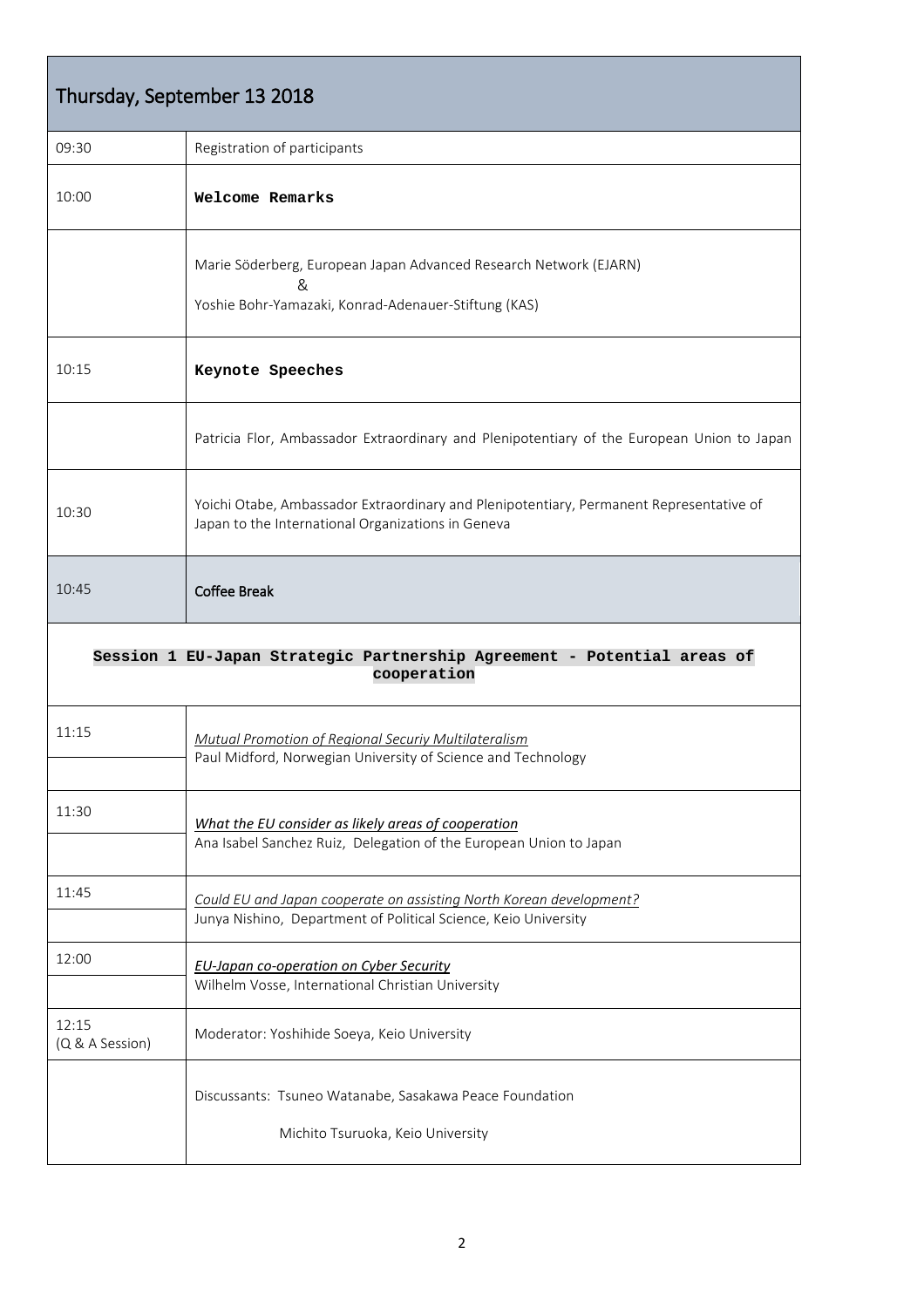| Thursday, September 13 2018 | |
|---|---|
| 09:30 | Registration of participants |
| 10:00 | **Welcome Remarks** |
| | Marie Söderberg, European Japan Advanced Research Network (EJARN) & Yoshie Bohr-Yamazaki, Konrad-Adenauer-Stiftung (KAS) |
| 10:15 | **Keynote Speeches** |
| | Patricia Flor, Ambassador Extraordinary and Plenipotentiary of the European Union to Japan |
| 10:30 | Yoichi Otabe, Ambassador Extraordinary and Plenipotentiary, Permanent Representative of Japan to the International Organizations in Geneva |
| 10:45 | **Coffee Break** |
| **Session 1 EU-Japan Strategic Partnership Agreement - Potential areas of cooperation** | |
| 11:15 | *Mutual Promotion of Regional Securiy Multilateralism*<br>Paul Midford, Norwegian University of Science and Technology |
| 11:30 | ***What the EU consider as likely areas of cooperation***<br>Ana Isabel Sanchez Ruiz, Delegation of the European Union to Japan |
| 11:45 | *Could EU and Japan cooperate on assisting North Korean development?*<br>Junya Nishino, Department of Political Science, Keio University |
| 12:00 | ***EU-Japan co-operation on Cyber Security***<br>Wilhelm Vosse, International Christian University |
| 12:15 (Q & A Session) | Moderator: Yoshihide Soeya, Keio University |
| | Discussants: Tsuneo Watanabe, Sasakawa Peace Foundation<br>Michito Tsuruoka, Keio University |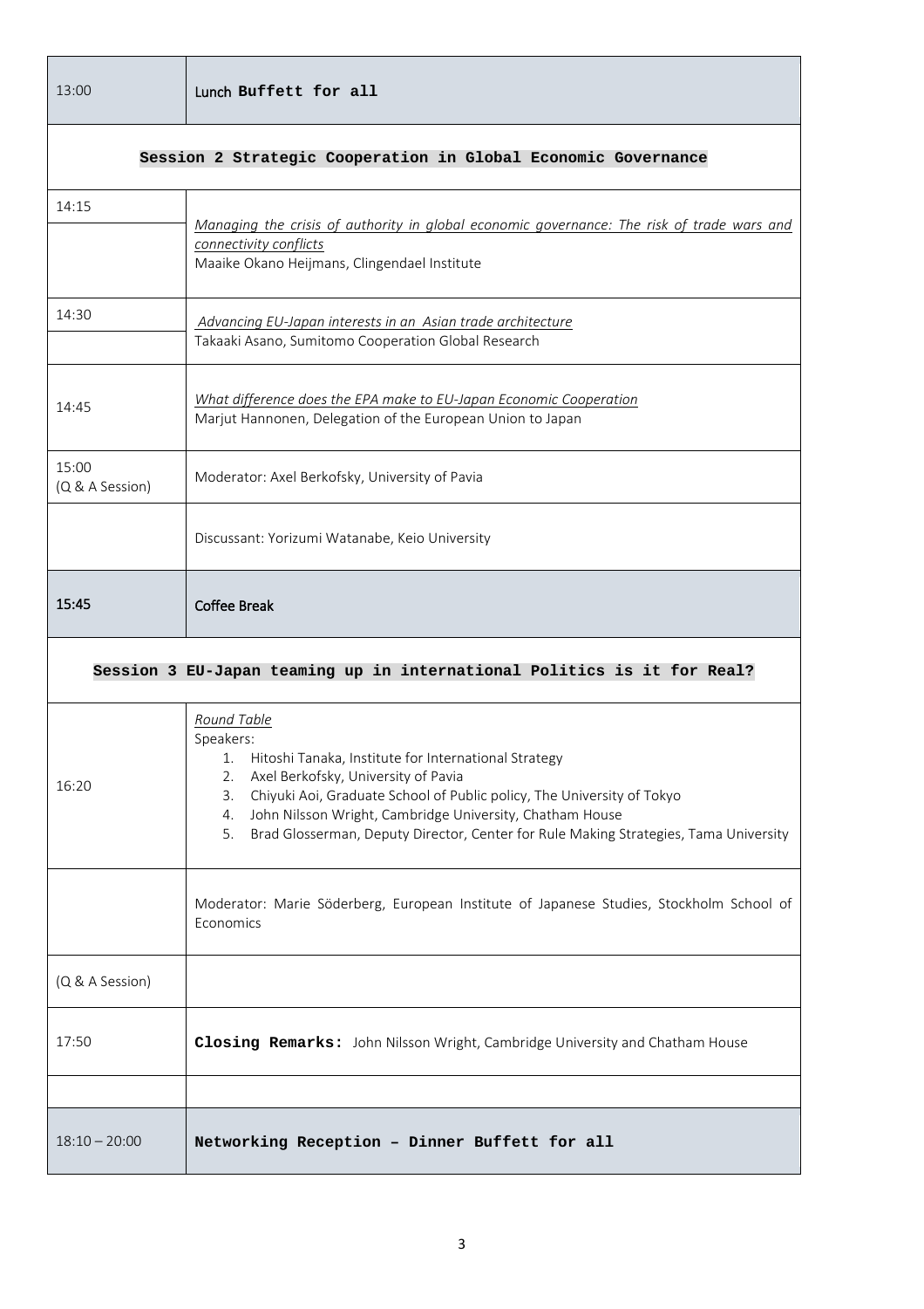| | |
|---|---|
| 13:00 | Lunch **Buffett for all** |
| **Session 2 Strategic Cooperation in Global Economic Governance** | |
| 14:15 | *Managing the crisis of authority in global economic governance: The risk of trade wars and connectivity conflicts*<br>Maaike Okano Heijmans, Clingendael Institute |
| 14:30 | *Advancing EU-Japan interests in an Asian trade architecture*<br>Takaaki Asano, Sumitomo Cooperation Global Research |
| 14:45 | *What difference does the EPA make to EU-Japan Economic Cooperation*<br>Marjut Hannonen, Delegation of the European Union to Japan |
| 15:00<br>(Q & A Session) | Moderator: Axel Berkofsky, University of Pavia |
| | Discussant: Yorizumi Watanabe, Keio University |
| **15:45** | **Coffee Break** |
| **Session 3 EU-Japan teaming up in international Politics is it for Real?** | |
| 16:20 | *Round Table*<br>Speakers:<br>1. Hitoshi Tanaka, Institute for International Strategy<br>2. Axel Berkofsky, University of Pavia<br>3. Chiyuki Aoi, Graduate School of Public policy, The University of Tokyo<br>4. John Nilsson Wright, Cambridge University, Chatham House<br>5. Brad Glosserman, Deputy Director, Center for Rule Making Strategies, Tama University |
| | Moderator: Marie Söderberg, European Institute of Japanese Studies, Stockholm School of Economics |
| (Q & A Session) | |
| 17:50 | **Closing Remarks:** John Nilsson Wright, Cambridge University and Chatham House |
| | |
| 18:10 – 20:00 | **Networking Reception – Dinner Buffett for all** |